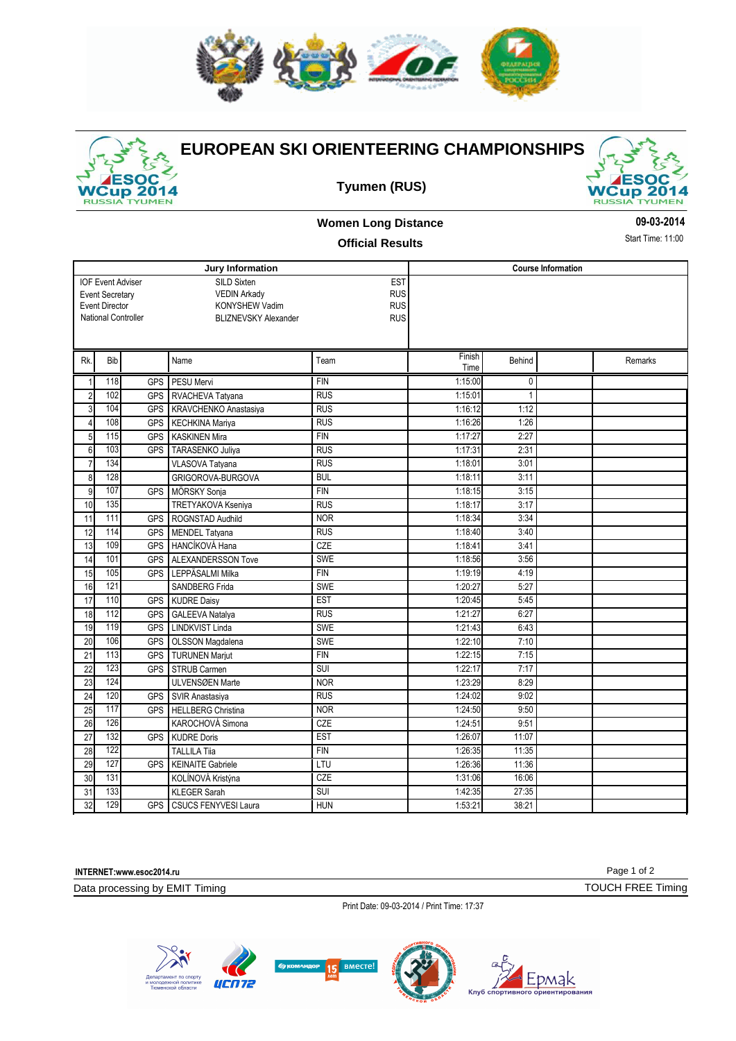# EUROPEAN SKI ORIENTEERING CHAMPIONSHIPS

## Tyumen (RUS)

### Women Long Distance

### Official Results

**09-03-2014**

Start Time: 11:00

| Jury Information | | |
|---|---|---|
| IOF Event Adviser | SILD Sixten | EST |
| Event Secretary | VEDIN Arkady | RUS |
| Event Director | KONYSHEW Vadim | RUS |
| National Controller | BLIZNEVSKY Alexander | RUS |

Course Information

| Rk. | Bib | | Name | Team | Finish Time | Behind | | Remarks |
|---|---|---|---|---|---|---|---|---|
| 1 | 118 | GPS | PESU Mervi | FIN | 1:15:00 | 0 | | |
| 2 | 102 | GPS | RVACHEVA Tatyana | RUS | 1:15:01 | 1 | | |
| 3 | 104 | GPS | KRAVCHENKO Anastasiya | RUS | 1:16:12 | 1:12 | | |
| 4 | 108 | GPS | KECHKINA Mariya | RUS | 1:16:26 | 1:26 | | |
| 5 | 115 | GPS | KASKINEN Mira | FIN | 1:17:27 | 2:27 | | |
| 6 | 103 | GPS | TARASENKO Juliya | RUS | 1:17:31 | 2:31 | | |
| 7 | 134 | | VLASOVA Tatyana | RUS | 1:18:01 | 3:01 | | |
| 8 | 128 | | GRIGOROVA-BURGOVA | BUL | 1:18:11 | 3:11 | | |
| 9 | 107 | GPS | MÖRSKY Sonja | FIN | 1:18:15 | 3:15 | | |
| 10 | 135 | | TRETYAKOVA Kseniya | RUS | 1:18:17 | 3:17 | | |
| 11 | 111 | GPS | ROGNSTAD Audhild | NOR | 1:18:34 | 3:34 | | |
| 12 | 114 | GPS | MENDEL Tatyana | RUS | 1:18:40 | 3:40 | | |
| 13 | 109 | GPS | HANCÍKOVÁ Hana | CZE | 1:18:41 | 3:41 | | |
| 14 | 101 | GPS | ALEXANDERSSON Tove | SWE | 1:18:56 | 3:56 | | |
| 15 | 105 | GPS | LEPPÄSALMI Milka | FIN | 1:19:19 | 4:19 | | |
| 16 | 121 | | SANDBERG Frida | SWE | 1:20:27 | 5:27 | | |
| 17 | 110 | GPS | KUDRE Daisy | EST | 1:20:45 | 5:45 | | |
| 18 | 112 | GPS | GALEEVA Natalya | RUS | 1:21:27 | 6:27 | | |
| 19 | 119 | GPS | LINDKVIST Linda | SWE | 1:21:43 | 6:43 | | |
| 20 | 106 | GPS | OLSSON Magdalena | SWE | 1:22:10 | 7:10 | | |
| 21 | 113 | GPS | TURUNEN Marjut | FIN | 1:22:15 | 7:15 | | |
| 22 | 123 | GPS | STRUB Carmen | SUI | 1:22:17 | 7:17 | | |
| 23 | 124 | | ULVENSØEN Marte | NOR | 1:23:29 | 8:29 | | |
| 24 | 120 | GPS | SVIR Anastasiya | RUS | 1:24:02 | 9:02 | | |
| 25 | 117 | GPS | HELLBERG Christina | NOR | 1:24:50 | 9:50 | | |
| 26 | 126 | | KAROCHOVÁ Simona | CZE | 1:24:51 | 9:51 | | |
| 27 | 132 | GPS | KUDRE Doris | EST | 1:26:07 | 11:07 | | |
| 28 | 122 | | TALLILA Tiia | FIN | 1:26:35 | 11:35 | | |
| 29 | 127 | GPS | KEINAITE Gabriele | LTU | 1:26:36 | 11:36 | | |
| 30 | 131 | | KOLÍNOVÁ Kristýna | CZE | 1:31:06 | 16:06 | | |
| 31 | 133 | | KLEGER Sarah | SUI | 1:42:35 | 27:35 | | |
| 32 | 129 | GPS | CSUCS FENYVESI Laura | HUN | 1:53:21 | 38:21 | | |

**INTERNET:www.esoc2014.ru**

Data processing by EMIT Timing

TOUCH FREE Timing

Print Date: 09-03-2014 / Print Time: 17:37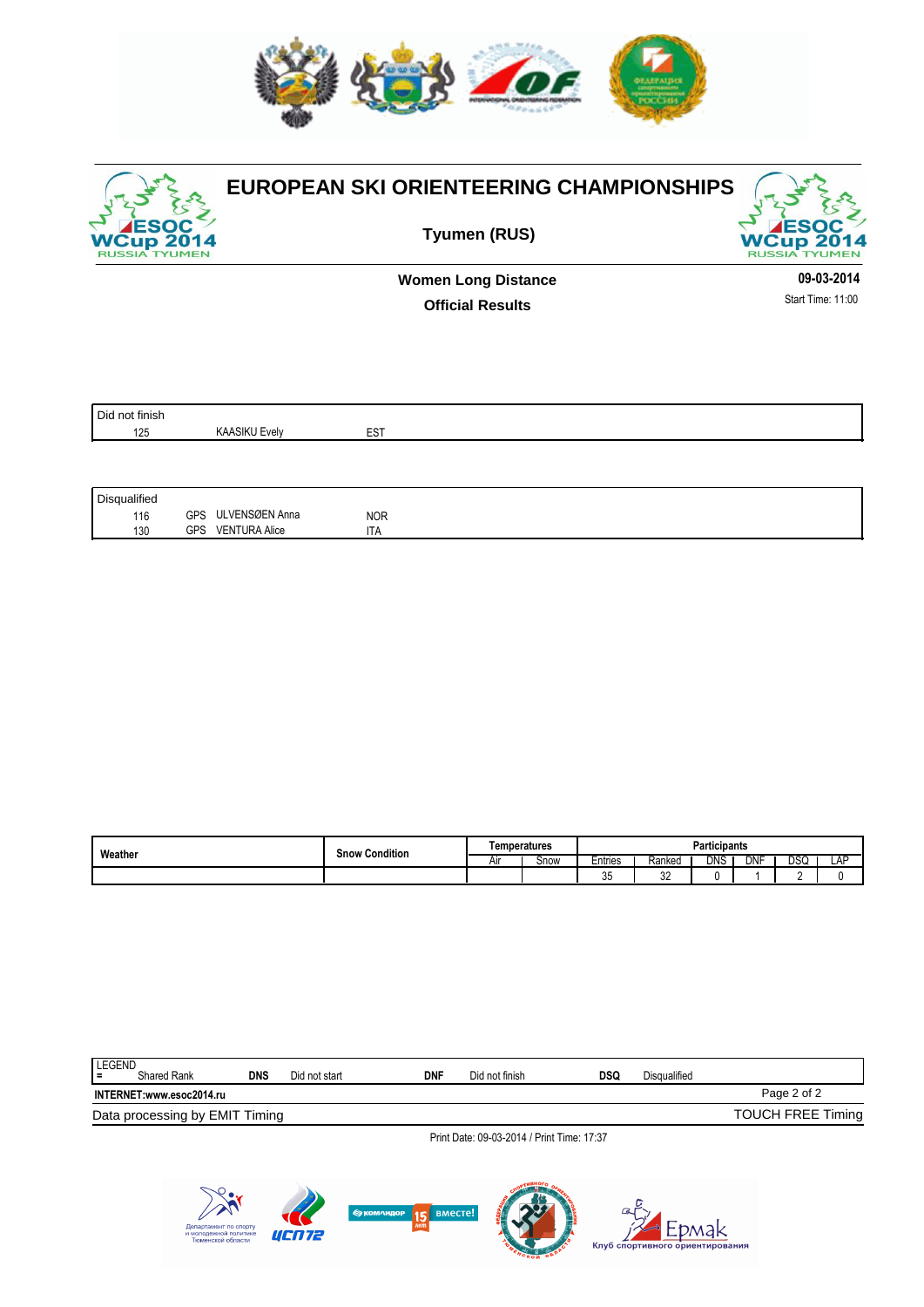# EUROPEAN SKI ORIENTEERING CHAMPIONSHIPS

**Tyumen (RUS)**

**Women Long Distance**

**Official Results**

**09-03-2014**

Start Time: 11:00

| Did not finish | | | |
|---|---|---|---|
| 125 | | KAASIKU Evely | EST |

| Disqualified | | | |
|---|---|---|---|
| 116 | GPS | ULVENSØEN Anna | NOR |
| 130 | GPS | VENTURA Alice | ITA |

| Weather | Snow Condition | Temperatures | | Participants | | | | | |
|---|---|---|---|---|---|---|---|---|---|
| | | Air | Snow | Entries | Ranked | DNS | DNF | DSQ | LAP |
| | | | | 35 | 32 | 0 | 1 | 2 | 0 |

LEGEND

| = | Shared Rank | DNS | Did not start | DNF | Did not finish | DSQ | Disqualified |
|---|---|---|---|---|---|---|---|

**INTERNET:www.esoc2014.ru**

Data processing by EMIT Timing — TOUCH FREE Timing

Print Date: 09-03-2014 / Print Time: 17:37